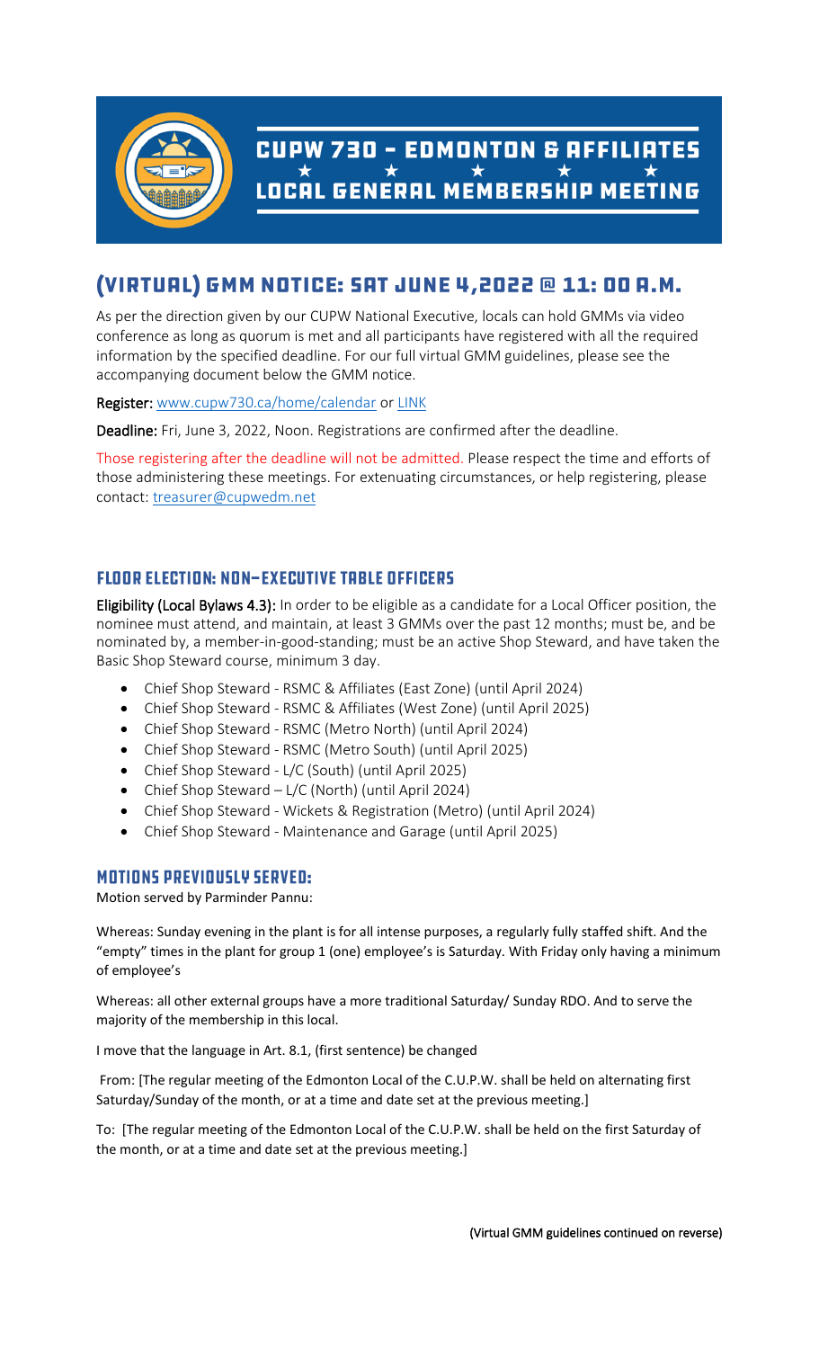# CUPW 730 – EDMONTON & AFFILIATES

★ ★ ★ ★ ★

# LOCAL GENERAL MEMBERSHIP MEETING

## (VIRTUAL) GMM NOTICE: SAT JUNE 4,2022 @ 11: 00 A.M.

As per the direction given by our CUPW National Executive, locals can hold GMMs via video conference as long as quorum is met and all participants have registered with all the required information by the specified deadline. For our full virtual GMM guidelines, please see the accompanying document below the GMM notice.

**Register:** www.cupw730.ca/home/calendar or LINK

**Deadline:** Fri, June 3, 2022, Noon. Registrations are confirmed after the deadline.

Those registering after the deadline will not be admitted. Please respect the time and efforts of those administering these meetings. For extenuating circumstances, or help registering, please contact: treasurer@cupwedm.net

### FLOOR ELECTION: NON-EXECUTIVE TABLE OFFICERS

**Eligibility (Local Bylaws 4.3):** In order to be eligible as a candidate for a Local Officer position, the nominee must attend, and maintain, at least 3 GMMs over the past 12 months; must be, and be nominated by, a member-in-good-standing; must be an active Shop Steward, and have taken the Basic Shop Steward course, minimum 3 day.

- Chief Shop Steward - RSMC & Affiliates (East Zone) (until April 2024)
- Chief Shop Steward - RSMC & Affiliates (West Zone) (until April 2025)
- Chief Shop Steward - RSMC (Metro North) (until April 2024)
- Chief Shop Steward - RSMC (Metro South) (until April 2025)
- Chief Shop Steward - L/C (South) (until April 2025)
- Chief Shop Steward – L/C (North) (until April 2024)
- Chief Shop Steward - Wickets & Registration (Metro) (until April 2024)
- Chief Shop Steward - Maintenance and Garage (until April 2025)

### MOTIONS PREVIOUSLY SERVED:

Motion served by Parminder Pannu:

Whereas: Sunday evening in the plant is for all intense purposes, a regularly fully staffed shift. And the "empty" times in the plant for group 1 (one) employee's is Saturday. With Friday only having a minimum of employee's

Whereas: all other external groups have a more traditional Saturday/ Sunday RDO. And to serve the majority of the membership in this local.

I move that the language in Art. 8.1, (first sentence) be changed

From: [The regular meeting of the Edmonton Local of the C.U.P.W. shall be held on alternating first Saturday/Sunday of the month, or at a time and date set at the previous meeting.]

To: [The regular meeting of the Edmonton Local of the C.U.P.W. shall be held on the first Saturday of the month, or at a time and date set at the previous meeting.]

**(Virtual GMM guidelines continued on reverse)**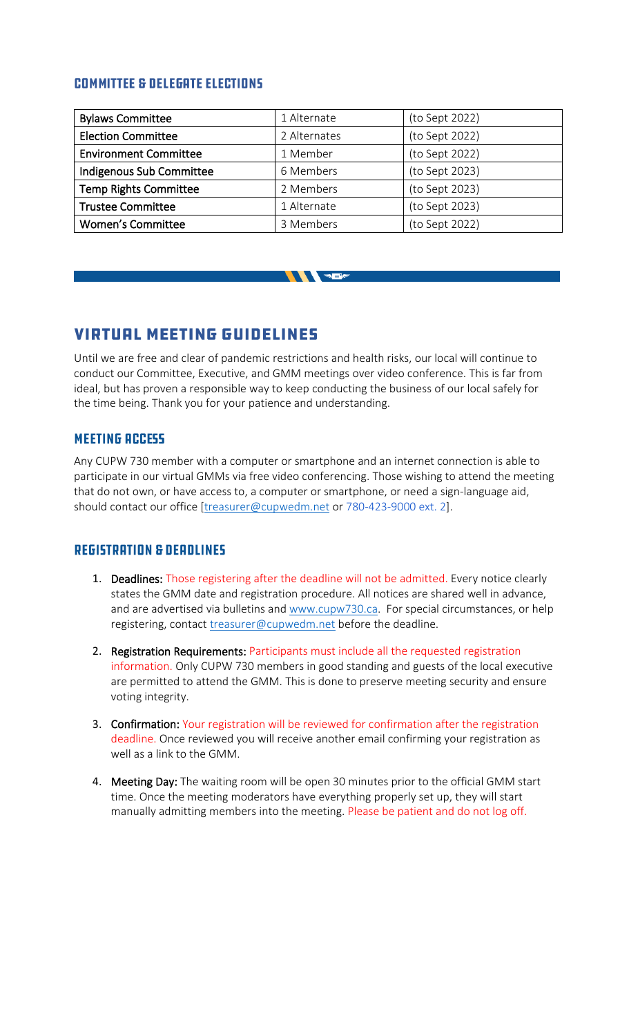### Committee & Delegate Elections

| | | |
|---|---|---|
| Bylaws Committee | 1 Alternate | (to Sept 2022) |
| Election Committee | 2 Alternates | (to Sept 2022) |
| Environment Committee | 1 Member | (to Sept 2022) |
| Indigenous Sub Committee | 6 Members | (to Sept 2023) |
| Temp Rights Committee | 2 Members | (to Sept 2023) |
| Trustee Committee | 1 Alternate | (to Sept 2023) |
| Women's Committee | 3 Members | (to Sept 2022) |

## Virtual Meeting Guidelines

Until we are free and clear of pandemic restrictions and health risks, our local will continue to conduct our Committee, Executive, and GMM meetings over video conference. This is far from ideal, but has proven a responsible way to keep conducting the business of our local safely for the time being. Thank you for your patience and understanding.

### Meeting Access

Any CUPW 730 member with a computer or smartphone and an internet connection is able to participate in our virtual GMMs via free video conferencing. Those wishing to attend the meeting that do not own, or have access to, a computer or smartphone, or need a sign-language aid, should contact our office [treasurer@cupwedm.net or 780-423-9000 ext. 2].

### Registration & Deadlines

1. **Deadlines:** Those registering after the deadline will not be admitted. Every notice clearly states the GMM date and registration procedure. All notices are shared well in advance, and are advertised via bulletins and www.cupw730.ca. For special circumstances, or help registering, contact treasurer@cupwedm.net before the deadline.
2. **Registration Requirements:** Participants must include all the requested registration information. Only CUPW 730 members in good standing and guests of the local executive are permitted to attend the GMM. This is done to preserve meeting security and ensure voting integrity.
3. **Confirmation:** Your registration will be reviewed for confirmation after the registration deadline. Once reviewed you will receive another email confirming your registration as well as a link to the GMM.
4. **Meeting Day:** The waiting room will be open 30 minutes prior to the official GMM start time. Once the meeting moderators have everything properly set up, they will start manually admitting members into the meeting. Please be patient and do not log off.